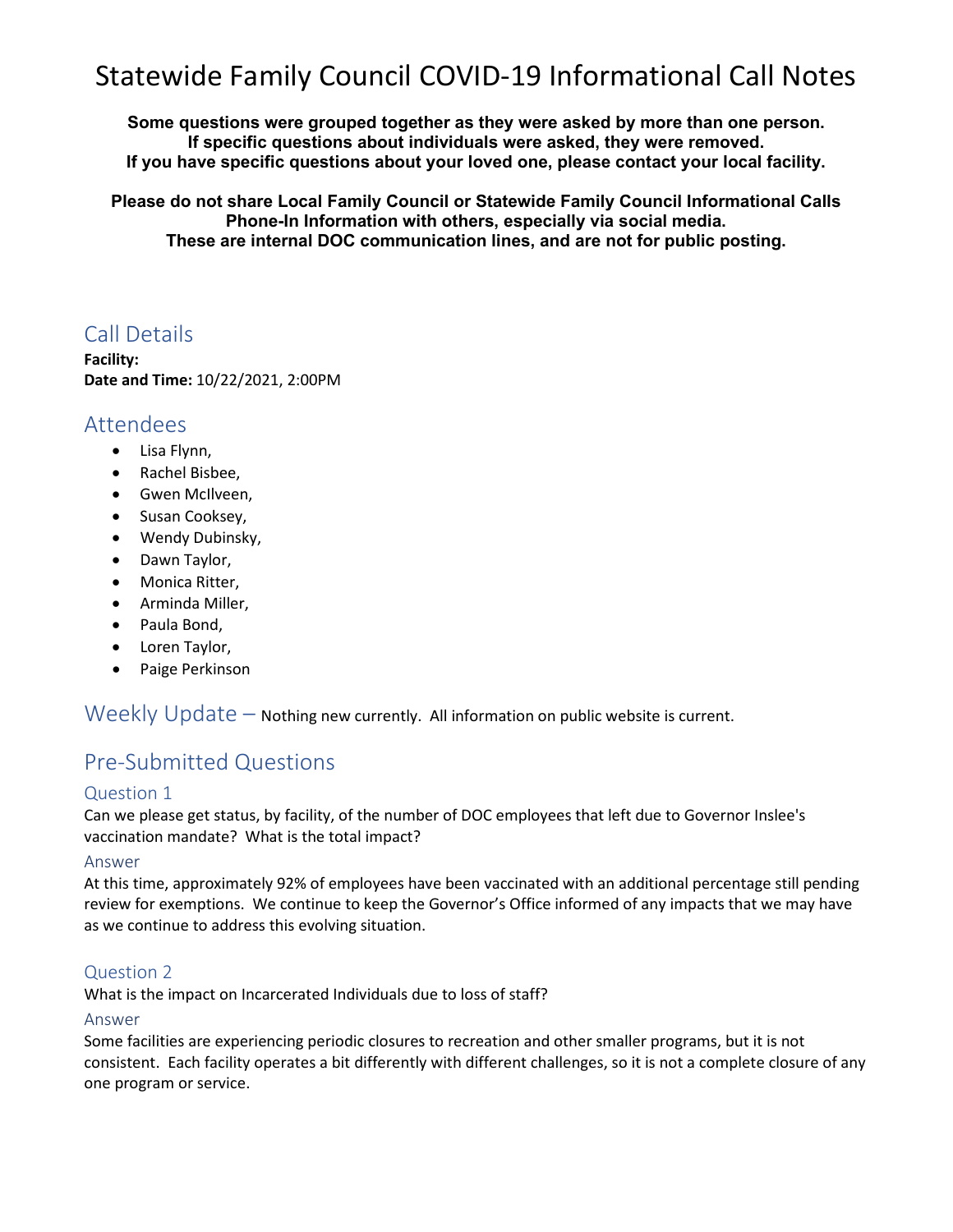# Statewide Family Council COVID-19 Informational Call Notes

**Some questions were grouped together as they were asked by more than one person.**
**If specific questions about individuals were asked, they were removed.**
**If you have specific questions about your loved one, please contact your local facility.**

**Please do not share Local Family Council or Statewide Family Council Informational Calls Phone-In Information with others, especially via social media.**
**These are internal DOC communication lines, and are not for public posting.**

## Call Details

**Facility:**
**Date and Time:** 10/22/2021, 2:00PM

## Attendees

- Lisa Flynn,
- Rachel Bisbee,
- Gwen McIlveen,
- Susan Cooksey,
- Wendy Dubinsky,
- Dawn Taylor,
- Monica Ritter,
- Arminda Miller,
- Paula Bond,
- Loren Taylor,
- Paige Perkinson

## Weekly Update – Nothing new currently. All information on public website is current.

## Pre-Submitted Questions

### Question 1

Can we please get status, by facility, of the number of DOC employees that left due to Governor Inslee's vaccination mandate? What is the total impact?

### Answer

At this time, approximately 92% of employees have been vaccinated with an additional percentage still pending review for exemptions. We continue to keep the Governor's Office informed of any impacts that we may have as we continue to address this evolving situation.

### Question 2

What is the impact on Incarcerated Individuals due to loss of staff?

### Answer

Some facilities are experiencing periodic closures to recreation and other smaller programs, but it is not consistent. Each facility operates a bit differently with different challenges, so it is not a complete closure of any one program or service.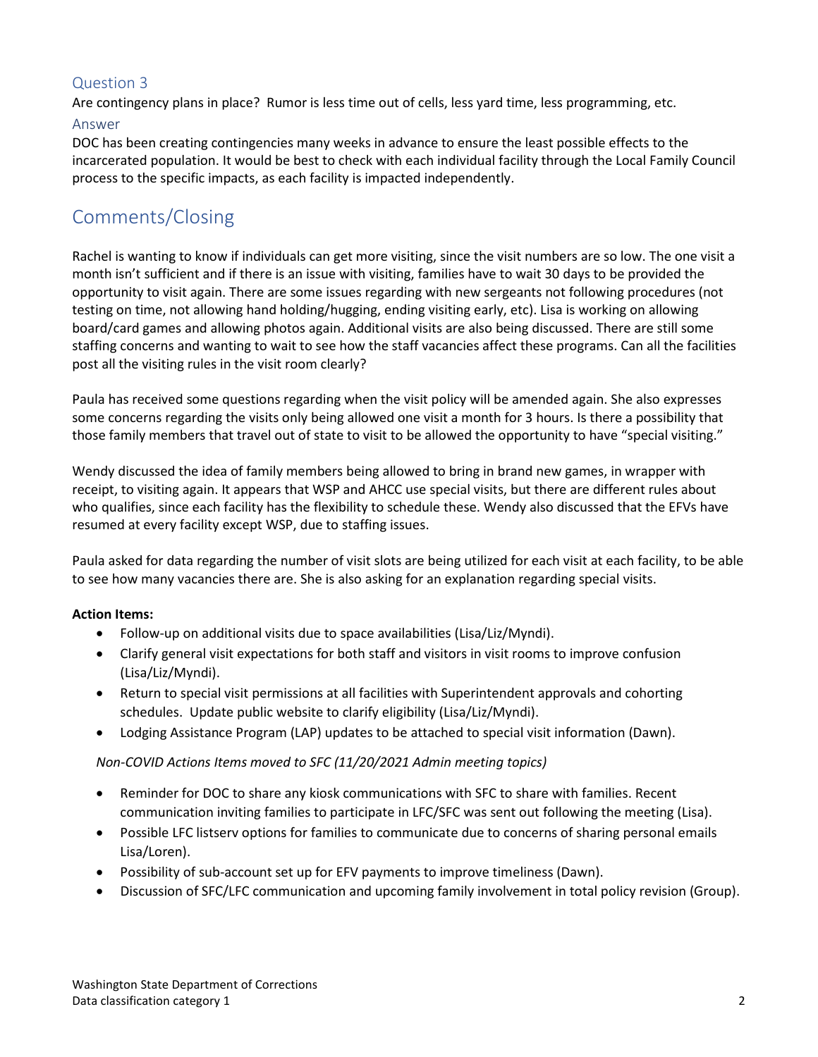### Question 3

Are contingency plans in place? Rumor is less time out of cells, less yard time, less programming, etc.

#### Answer

DOC has been creating contingencies many weeks in advance to ensure the least possible effects to the incarcerated population. It would be best to check with each individual facility through the Local Family Council process to the specific impacts, as each facility is impacted independently.

## Comments/Closing

Rachel is wanting to know if individuals can get more visiting, since the visit numbers are so low. The one visit a month isn't sufficient and if there is an issue with visiting, families have to wait 30 days to be provided the opportunity to visit again. There are some issues regarding with new sergeants not following procedures (not testing on time, not allowing hand holding/hugging, ending visiting early, etc). Lisa is working on allowing board/card games and allowing photos again. Additional visits are also being discussed. There are still some staffing concerns and wanting to wait to see how the staff vacancies affect these programs. Can all the facilities post all the visiting rules in the visit room clearly?

Paula has received some questions regarding when the visit policy will be amended again. She also expresses some concerns regarding the visits only being allowed one visit a month for 3 hours. Is there a possibility that those family members that travel out of state to visit to be allowed the opportunity to have "special visiting."

Wendy discussed the idea of family members being allowed to bring in brand new games, in wrapper with receipt, to visiting again. It appears that WSP and AHCC use special visits, but there are different rules about who qualifies, since each facility has the flexibility to schedule these. Wendy also discussed that the EFVs have resumed at every facility except WSP, due to staffing issues.

Paula asked for data regarding the number of visit slots are being utilized for each visit at each facility, to be able to see how many vacancies there are. She is also asking for an explanation regarding special visits.

**Action Items:**

- Follow-up on additional visits due to space availabilities (Lisa/Liz/Myndi).
- Clarify general visit expectations for both staff and visitors in visit rooms to improve confusion (Lisa/Liz/Myndi).
- Return to special visit permissions at all facilities with Superintendent approvals and cohorting schedules. Update public website to clarify eligibility (Lisa/Liz/Myndi).
- Lodging Assistance Program (LAP) updates to be attached to special visit information (Dawn).

*Non-COVID Actions Items moved to SFC (11/20/2021 Admin meeting topics)*

- Reminder for DOC to share any kiosk communications with SFC to share with families. Recent communication inviting families to participate in LFC/SFC was sent out following the meeting (Lisa).
- Possible LFC listserv options for families to communicate due to concerns of sharing personal emails Lisa/Loren).
- Possibility of sub-account set up for EFV payments to improve timeliness (Dawn).
- Discussion of SFC/LFC communication and upcoming family involvement in total policy revision (Group).